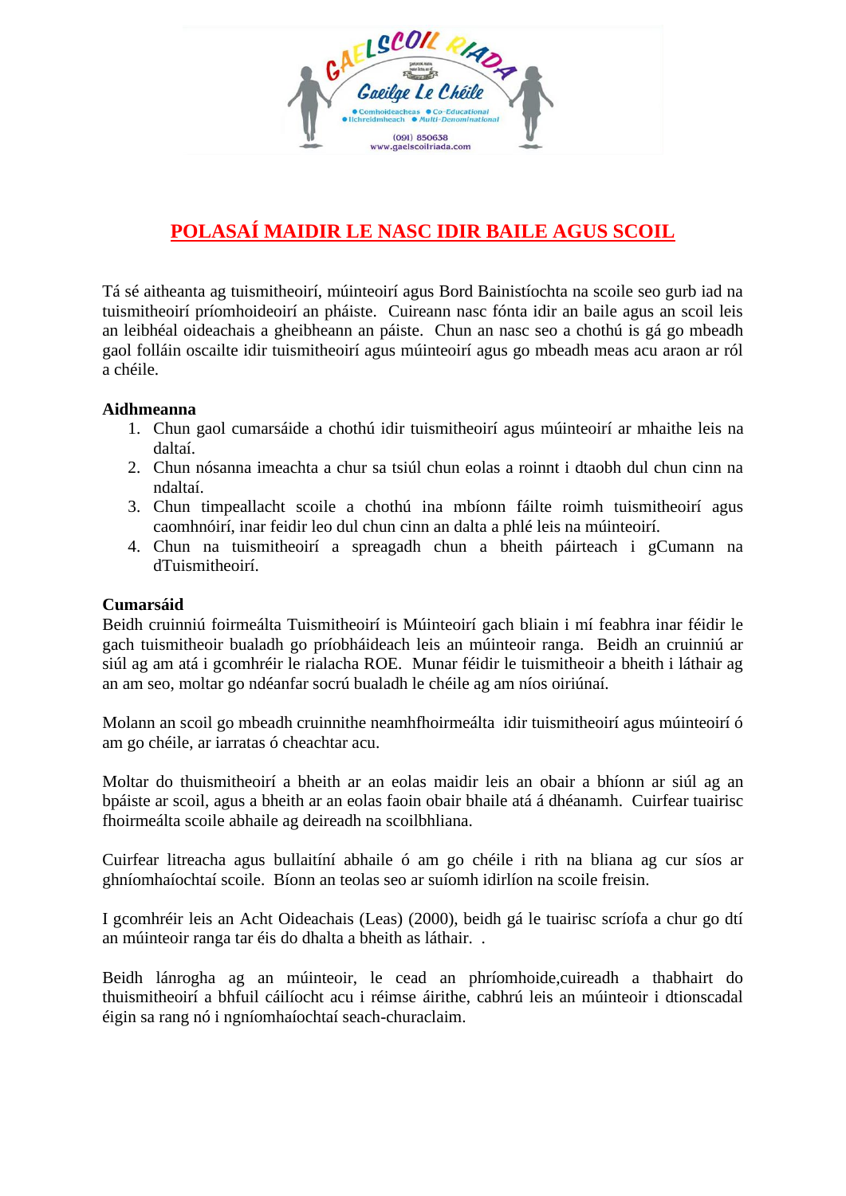GAELSCOIL RIADA

Gaeilge Le Chéile

● Comhoideacheas ● Co-Educational
● Ilchreidmheach ● Multi-Denominational

(091) 850638
www.gaelscoilriada.com

# POLASAÍ MAIDIR LE NASC IDIR BAILE AGUS SCOIL

Tá sé aitheanta ag tuismitheoirí, múinteoirí agus Bord Bainistíochta na scoile seo gurb iad na tuismitheoirí príomhoideoirí an pháiste. Cuireann nasc fónta idir an baile agus an scoil leis an leibhéal oideachais a gheibheann an páiste. Chun an nasc seo a chothú is gá go mbeadh gaol folláin oscailte idir tuismitheoirí agus múinteoirí agus go mbeadh meas acu araon ar ról a chéile.

**Aidhmeanna**

1. Chun gaol cumarsáide a chothú idir tuismitheoirí agus múinteoirí ar mhaithe leis na daltaí.
2. Chun nósanna imeachta a chur sa tsiúl chun eolas a roinnt i dtaobh dul chun cinn na ndaltaí.
3. Chun timpeallacht scoile a chothú ina mbíonn fáilte roimh tuismitheoirí agus caomhnóirí, inar feidir leo dul chun cinn an dalta a phlé leis na múinteoirí.
4. Chun na tuismitheoirí a spreagadh chun a bheith páirteach i gCumann na dTuismitheoirí.

**Cumarsáid**

Beidh cruinniú foirmeálta Tuismitheoirí is Múinteoirí gach bliain i mí feabhra inar féidir le gach tuismitheoir bualadh go príobháideach leis an múinteoir ranga. Beidh an cruinniú ar siúl ag am atá i gcomhréir le rialacha ROE. Munar féidir le tuismitheoir a bheith i láthair ag an am seo, moltar go ndéanfar socrú bualadh le chéile ag am níos oiriúnaí.

Molann an scoil go mbeadh cruinnithe neamhfhoirmeálta idir tuismitheoirí agus múinteoirí ó am go chéile, ar iarratas ó cheachtar acu.

Moltar do thuismitheoirí a bheith ar an eolas maidir leis an obair a bhíonn ar siúl ag an bpáiste ar scoil, agus a bheith ar an eolas faoin obair bhaile atá á dhéanamh. Cuirfear tuairisc fhoirmeálta scoile abhaile ag deireadh na scoilbhliana.

Cuirfear litreacha agus bullaitíní abhaile ó am go chéile i rith na bliana ag cur síos ar ghníomhaíochtaí scoile. Bíonn an teolas seo ar suíomh idirlíon na scoile freisin.

I gcomhréir leis an Acht Oideachais (Leas) (2000), beidh gá le tuairisc scríofa a chur go dtí an múinteoir ranga tar éis do dhalta a bheith as láthair. .

Beidh lánrogha ag an múinteoir, le cead an phríomhoide,cuireadh a thabhairt do thuismitheoirí a bhfuil cáilíocht acu i réimse áirithe, cabhrú leis an múinteoir i dtionscadal éigin sa rang nó i ngníomhaíochtaí seach-churaclaim.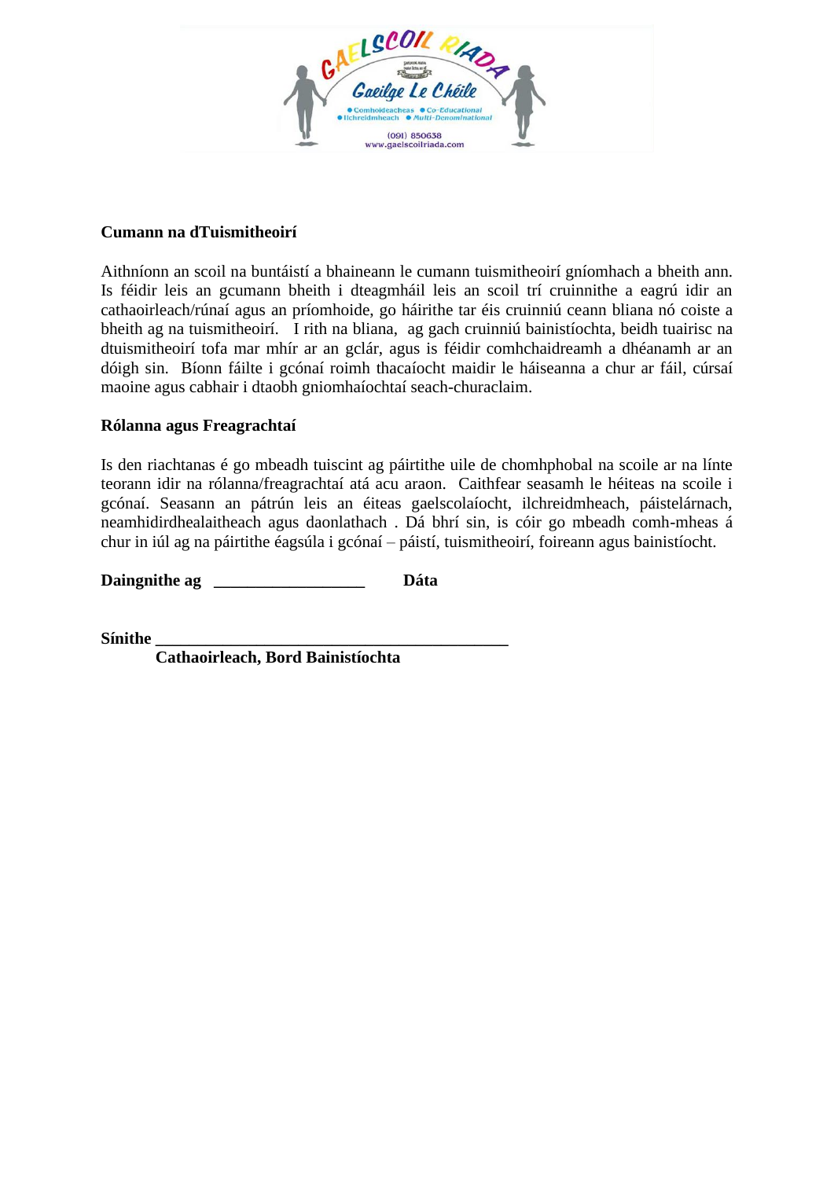**Cumann na dTuismitheoirí**

Aithníonn an scoil na buntáistí a bhaineann le cumann tuismitheoirí gníomhach a bheith ann. Is féidir leis an gcumann bheith i dteagmháil leis an scoil trí cruinnithe a eagrú idir an cathaoirleach/rúnaí agus an príomhoide, go háirithe tar éis cruinniú ceann bliana nó coiste a bheith ag na tuismitheoirí. I rith na bliana, ag gach cruinniú bainistíochta, beidh tuairisc na dtuismitheoirí tofa mar mhír ar an gclár, agus is féidir comhchaidreamh a dhéanamh ar an dóigh sin. Bíonn fáilte i gcónaí roimh thacaíocht maidir le háiseanna a chur ar fáil, cúrsaí maoine agus cabhair i dtaobh gniomhaíochtaí seach-churaclaim.

**Rólanna agus Freagrachtaí**

Is den riachtanas é go mbeadh tuiscint ag páirtithe uile de chomhphobal na scoile ar na línte teorann idir na rólanna/freagrachtaí atá acu araon. Caithfear seasamh le héiteas na scoile i gcónaí. Seasann an pátrún leis an éiteas gaelscolaíocht, ilchreidmheach, páistelárnach, neamhidirdhealaitheach agus daonlathach . Dá bhrí sin, is cóir go mbeadh comh-mheas á chur in iúl ag na páirtithe éagsúla i gcónaí – páistí, tuismitheoirí, foireann agus bainistíocht.

**Daingnithe ag __________________ Dáta**

**Sínithe __________________________________________**
**Cathaoirleach, Bord Bainistíochta**